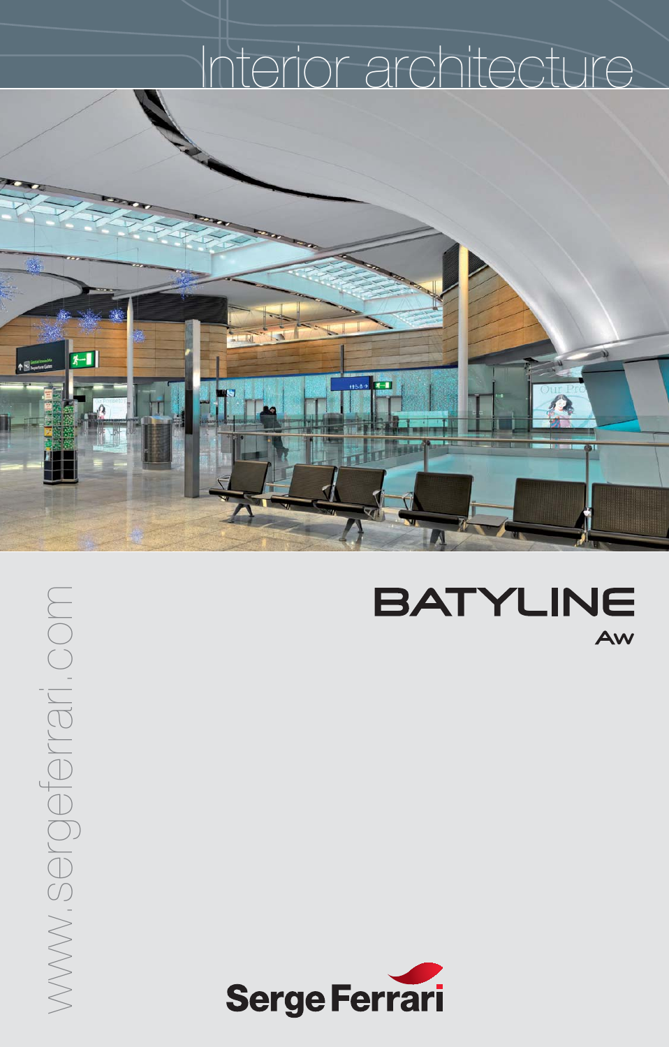# Interior architecture

www.sergeferrari.com

## BATYLINE
### Aw

Serge Ferrari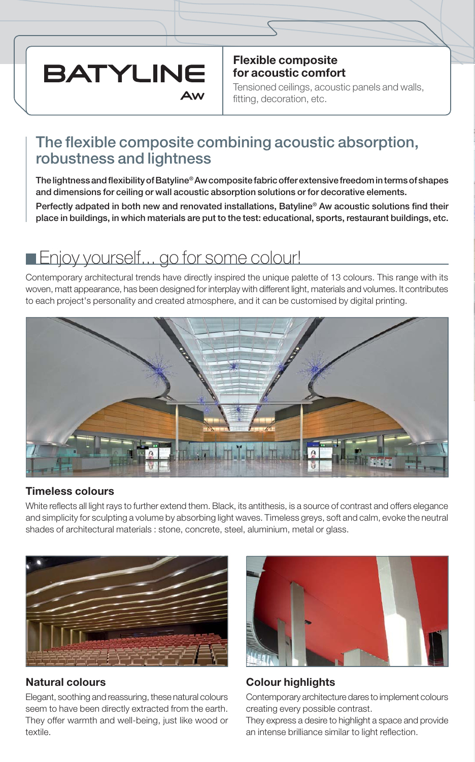# BATYLINE Aw

**Flexible composite for acoustic comfort**

Tensioned ceilings, acoustic panels and walls, fitting, decoration, etc.

## The flexible composite combining acoustic absorption, robustness and lightness

**The lightness and flexibility of Batyline® Aw composite fabric offer extensive freedom in terms of shapes and dimensions for ceiling or wall acoustic absorption solutions or for decorative elements.**

**Perfectly adpated in both new and renovated installations, Batyline® Aw acoustic solutions find their place in buildings, in which materials are put to the test: educational, sports, restaurant buildings, etc.**

## Enjoy yourself… go for some colour!

Contemporary architectural trends have directly inspired the unique palette of 13 colours. This range with its woven, matt appearance, has been designed for interplay with different light, materials and volumes. It contributes to each project's personality and created atmosphere, and it can be customised by digital printing.

### Timeless colours

White reflects all light rays to further extend them. Black, its antithesis, is a source of contrast and offers elegance and simplicity for sculpting a volume by absorbing light waves. Timeless greys, soft and calm, evoke the neutral shades of architectural materials : stone, concrete, steel, aluminium, metal or glass.

### Natural colours

Elegant, soothing and reassuring, these natural colours seem to have been directly extracted from the earth. They offer warmth and well-being, just like wood or textile.

### Colour highlights

Contemporary architecture dares to implement colours creating every possible contrast.
They express a desire to highlight a space and provide an intense brilliance similar to light reflection.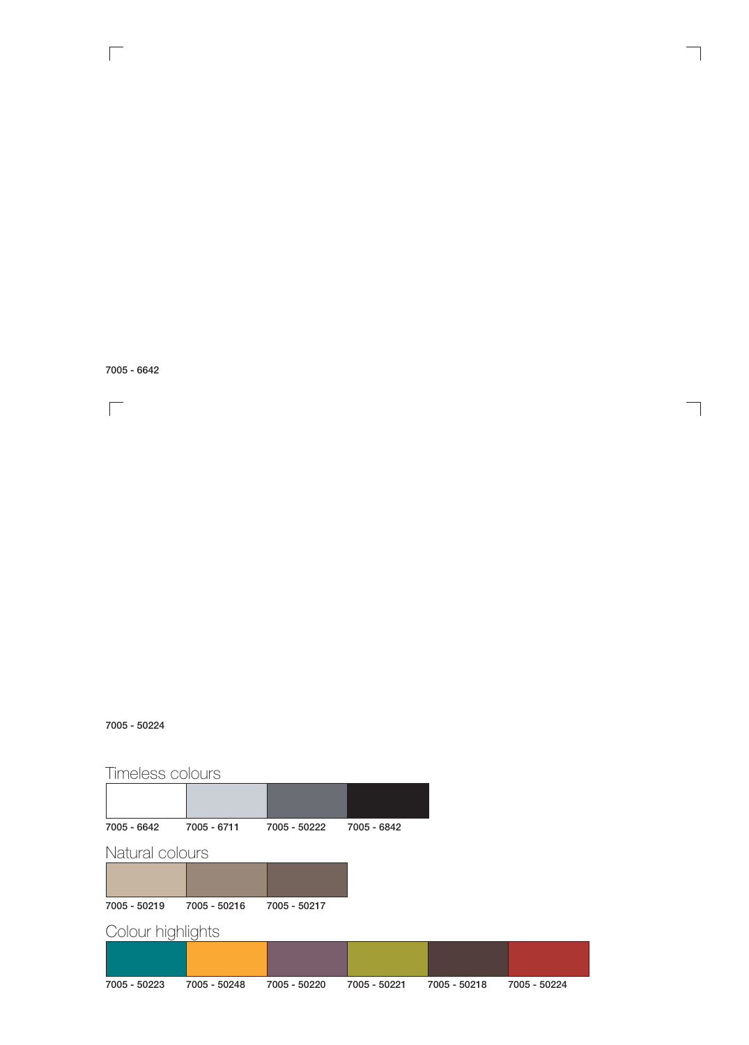7005 - 6642

7005 - 50224

## Timeless colours

| | | | |
|---|---|---|---|
| 7005 - 6642 | 7005 - 6711 | 7005 - 50222 | 7005 - 6842 |

## Natural colours

| | | |
|---|---|---|
| 7005 - 50219 | 7005 - 50216 | 7005 - 50217 |

## Colour highlights

| | | | | | |
|---|---|---|---|---|---|
| 7005 - 50223 | 7005 - 50248 | 7005 - 50220 | 7005 - 50221 | 7005 - 50218 | 7005 - 50224 |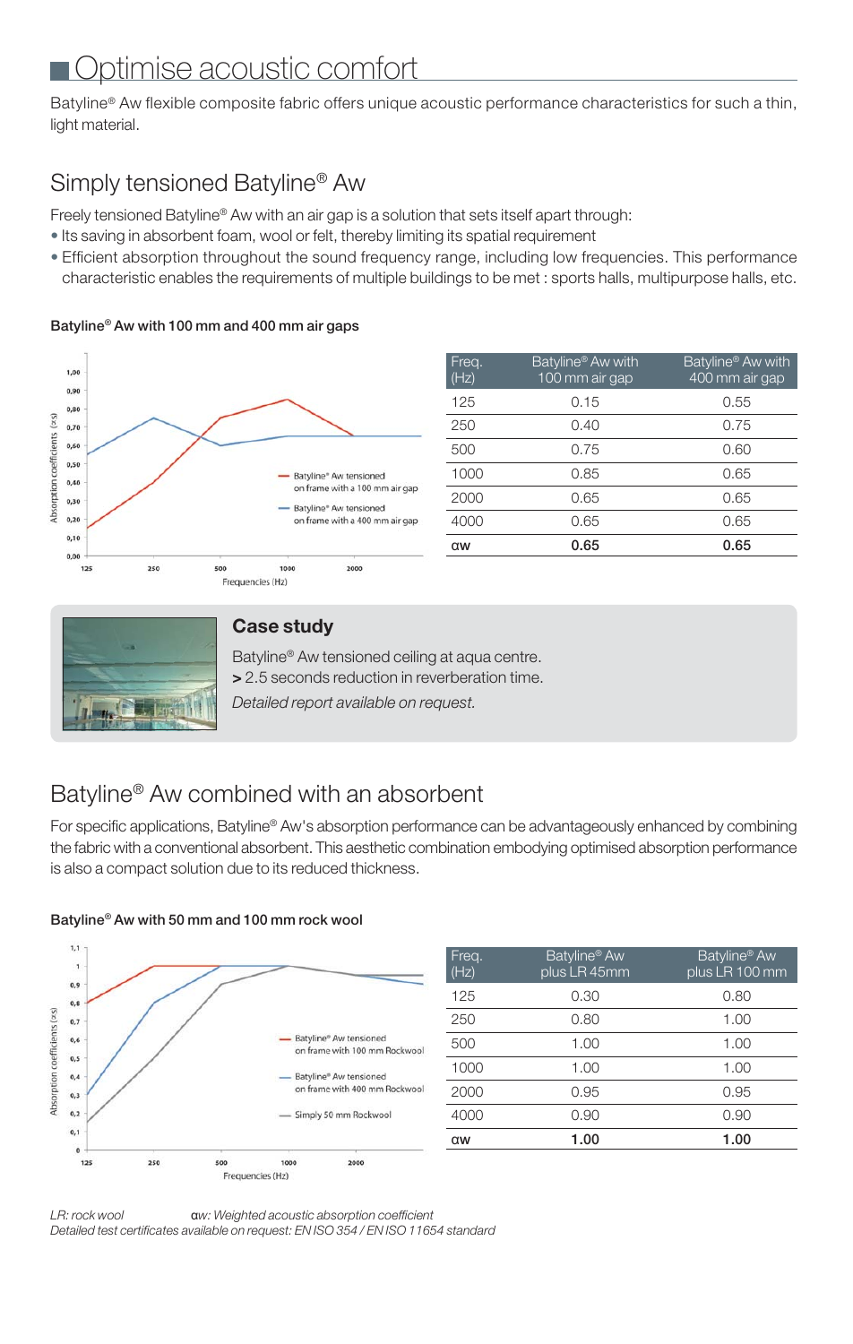# Optimise acoustic comfort

Batyline® Aw flexible composite fabric offers unique acoustic performance characteristics for such a thin, light material.

## Simply tensioned Batyline® Aw

Freely tensioned Batyline® Aw with an air gap is a solution that sets itself apart through:

- Its saving in absorbent foam, wool or felt, thereby limiting its spatial requirement
- Efficient absorption throughout the sound frequency range, including low frequencies. This performance characteristic enables the requirements of multiple buildings to be met : sports halls, multipurpose halls, etc.

### Batyline® Aw with 100 mm and 400 mm air gaps

| Freq. (Hz) | Batyline® Aw with 100 mm air gap | Batyline® Aw with 400 mm air gap |
|---|---|---|
| 125 | 0.15 | 0.55 |
| 250 | 0.40 | 0.75 |
| 500 | 0.75 | 0.60 |
| 1000 | 0.85 | 0.65 |
| 2000 | 0.65 | 0.65 |
| 4000 | 0.65 | 0.65 |
| αw | **0.65** | **0.65** |

### Case study

Batyline® Aw tensioned ceiling at aqua centre.
**>** 2.5 seconds reduction in reverberation time.
*Detailed report available on request.*

## Batyline® Aw combined with an absorbent

For specific applications, Batyline® Aw's absorption performance can be advantageously enhanced by combining the fabric with a conventional absorbent. This aesthetic combination embodying optimised absorption performance is also a compact solution due to its reduced thickness.

### Batyline® Aw with 50 mm and 100 mm rock wool

| Freq. (Hz) | Batyline® Aw plus LR 45mm | Batyline® Aw plus LR 100 mm |
|---|---|---|
| 125 | 0.30 | 0.80 |
| 250 | 0.80 | 1.00 |
| 500 | 1.00 | 1.00 |
| 1000 | 1.00 | 1.00 |
| 2000 | 0.95 | 0.95 |
| 4000 | 0.90 | 0.90 |
| αw | **1.00** | **1.00** |

*LR: rock wool* *αw: Weighted acoustic absorption coefficient*
*Detailed test certificates available on request: EN ISO 354 / EN ISO 11654 standard*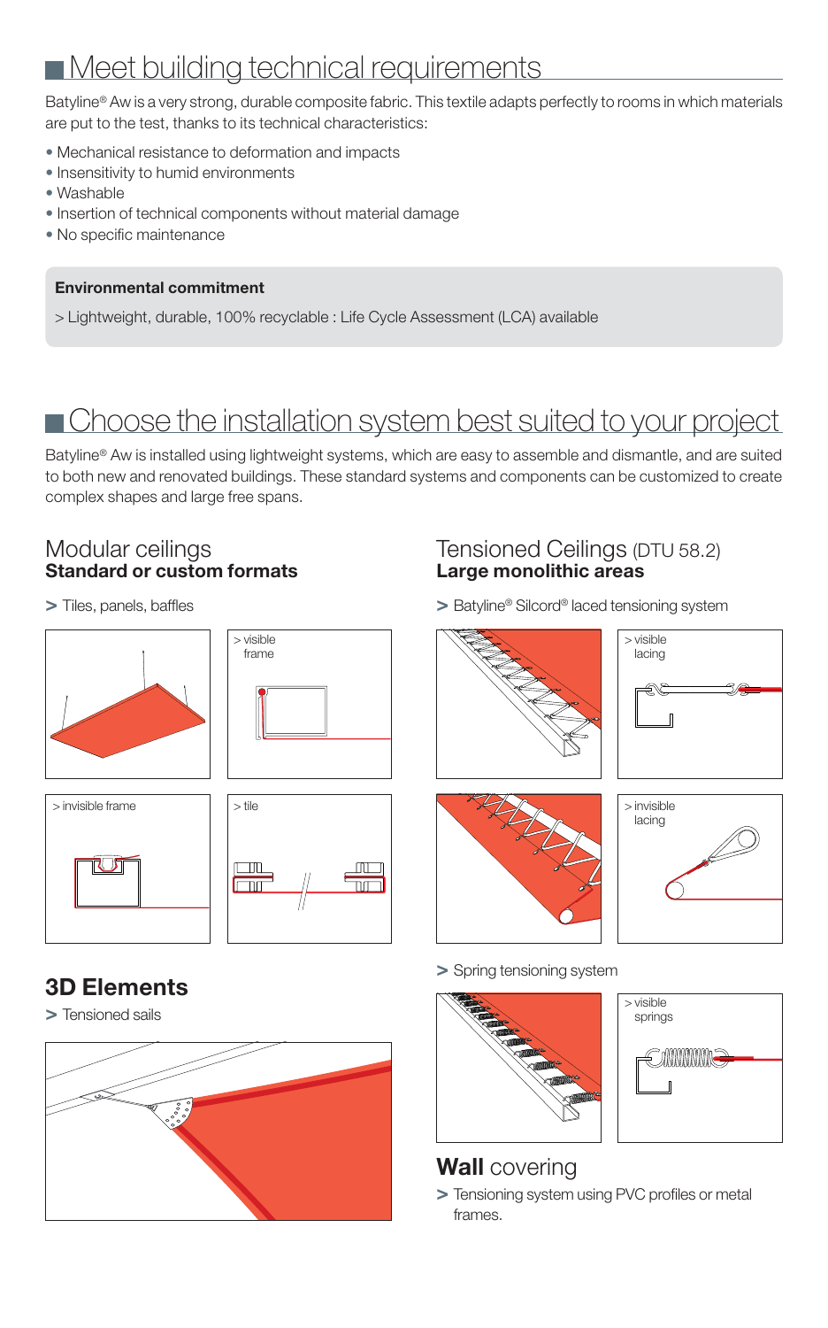## Meet building technical requirements

Batyline® Aw is a very strong, durable composite fabric. This textile adapts perfectly to rooms in which materials are put to the test, thanks to its technical characteristics:

- Mechanical resistance to deformation and impacts
- Insensitivity to humid environments
- Washable
- Insertion of technical components without material damage
- No specific maintenance

**Environmental commitment**

> Lightweight, durable, 100% recyclable : Life Cycle Assessment (LCA) available

## Choose the installation system best suited to your project

Batyline® Aw is installed using lightweight systems, which are easy to assemble and dismantle, and are suited to both new and renovated buildings. These standard systems and components can be customized to create complex shapes and large free spans.

### Modular ceilings
**Standard or custom formats**

> Tiles, panels, baffles

> visible frame

> invisible frame

> tile

### 3D Elements

> Tensioned sails

### Tensioned Ceilings (DTU 58.2)
**Large monolithic areas**

> Batyline® Silcord® laced tensioning system

> visible lacing

> invisible lacing

> Spring tensioning system

> visible springs

### **Wall** covering

> Tensioning system using PVC profiles or metal frames.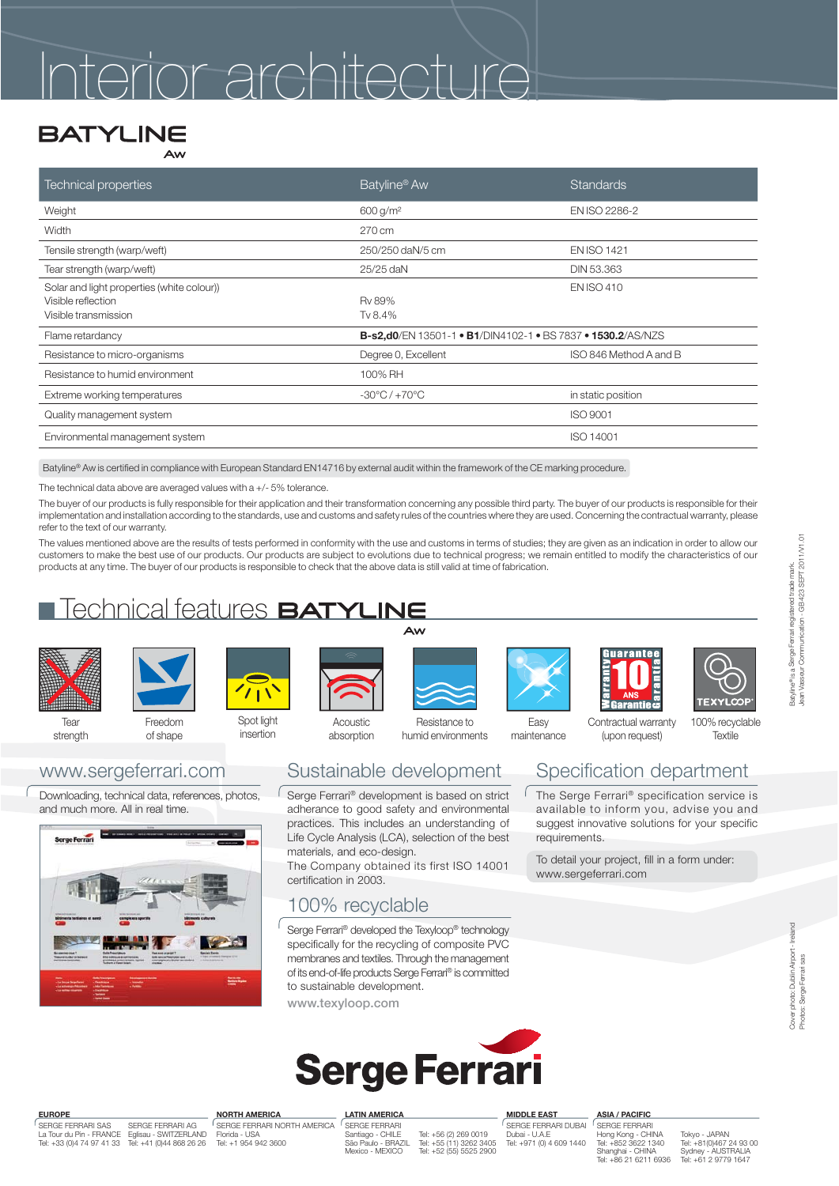# Interior architecture

## BATYLINE Aw

| Technical properties | Batyline® Aw | Standards |
|---|---|---|
| Weight | 600 g/m² | EN ISO 2286-2 |
| Width | 270 cm | |
| Tensile strength (warp/weft) | 250/250 daN/5 cm | EN ISO 1421 |
| Tear strength (warp/weft) | 25/25 daN | DIN 53.363 |
| Solar and light properties (white colour))<br>Visible reflection<br>Visible transmission | <br>Rv 89%<br>Tv 8.4% | EN ISO 410 |
| Flame retardancy | **B-s2,d0**/EN 13501-1 • **B1**/DIN4102-1 • BS 7837 • **1530.2**/AS/NZS | |
| Resistance to micro-organisms | Degree 0, Excellent | ISO 846 Method A and B |
| Resistance to humid environment | 100% RH | |
| Extreme working temperatures | -30°C / +70°C | in static position |
| Quality management system | | ISO 9001 |
| Environmental management system | | ISO 14001 |

Batyline® Aw is certified in compliance with European Standard EN14716 by external audit within the framework of the CE marking procedure.

The technical data above are averaged values with a +/- 5% tolerance.

The buyer of our products is fully responsible for their application and their transformation concerning any possible third party. The buyer of our products is responsible for their implementation and installation according to the standards, use and customs and safety rules of the countries where they are used. Concerning the contractual warranty, please refer to the text of our warranty.

The values mentioned above are the results of tests performed in conformity with the use and customs in terms of studies; they are given as an indication in order to allow our customers to make the best use of our products. Our products are subject to evolutions due to technical progress; we remain entitled to modify the characteristics of our products at any time. The buyer of our products is responsible to check that the above data is still valid at time of fabrication.

## Technical features BATYLINE Aw

Tear strength

Freedom of shape

Spot light insertion

Acoustic absorption

Resistance to humid environments

Easy maintenance

Contractual warranty (upon request)

100% recyclable Textile

## www.sergeferrari.com

Downloading, technical data, references, photos, and much more. All in real time.

## Sustainable development

Serge Ferrari® development is based on strict adherence to good safety and environmental practices. This includes an understanding of Life Cycle Analysis (LCA), selection of the best materials, and eco-design.
The Company obtained its first ISO 14001 certification in 2003.

## 100% recyclable

Serge Ferrari® developed the Texyloop® technology specifically for the recycling of composite PVC membranes and textiles. Through the management of its end-of-life products Serge Ferrari® is committed to sustainable development.

www.texyloop.com

## Specification department

The Serge Ferrari® specification service is available to inform you, advise you and suggest innovative solutions for your specific requirements.

To detail your project, fill in a form under: www.sergeferrari.com

Batyline® is a Serge Ferrari registered trade mark.
Jean Vasseur Communication - GB-423 SEPT 2011/V1.01

Cover photo: Dublin Airport - Ireland
Photos: Serge Ferrari sas

**Serge Ferrari**

**EUROPE**
SERGE FERRARI SAS
La Tour du Pin - FRANCE
Tel: +33 (0)4 74 97 41 33

SERGE FERRARI AG
Eglisau - SWITZERLAND
Tel: +41 (0)44 868 26 26

**NORTH AMERICA**
SERGE FERRARI NORTH AMERICA
Florida - USA
Tel: +1 954 942 3600

**LATIN AMERICA**
SERGE FERRARI
Santiago - CHILE — Tel: +56 (2) 269 0019
São Paulo - BRAZIL — Tel: +55 (11) 3262 3405
Mexico - MEXICO — Tel: +52 (55) 5525 2900

**MIDDLE EAST**
SERGE FERRARI DUBAI
Dubai - U.A.E
Tel: +971 (0) 4 609 1440

**ASIA / PACIFIC**
SERGE FERRARI
Hong Kong - CHINA
Tel: +852 3622 1340
Shanghai - CHINA
Tel: +86 21 6211 6936
Tokyo - JAPAN
Tel: +81(0)467 24 93 00
Sydney - AUSTRALIA
Tel: +61 2 9779 1647